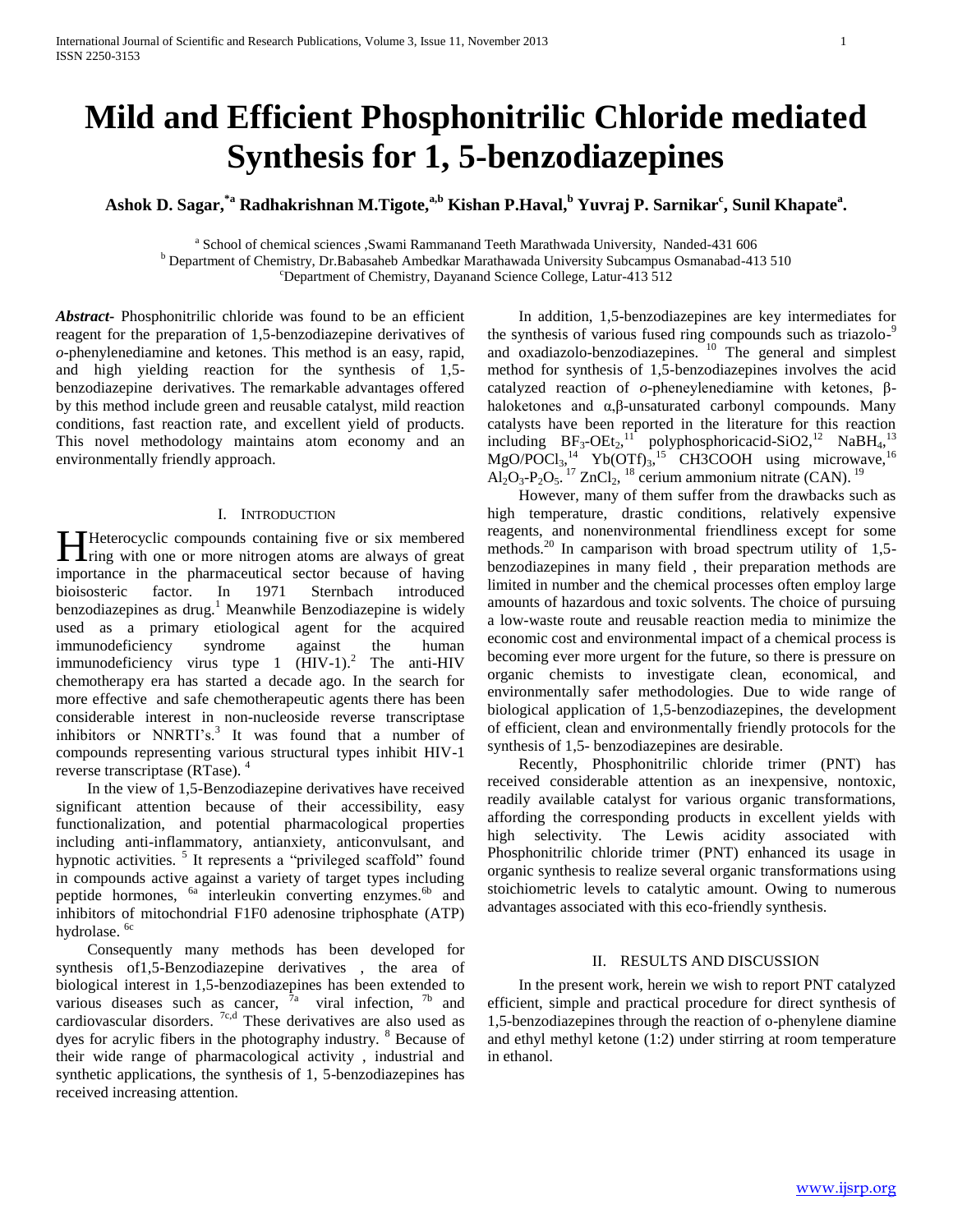# Mild and Efficient Phosphonitrilic Chloride mediated Synthesis for 1, 5-benzodiazepines

**Ashok D. Sagar,[*a] Radhakrishnan M.Tigote,[a,b] Kishan P.Haval,[b] Yuvraj P. Sarnikar[c], Sunil Khapate[a].**

[a] School of chemical sciences ,Swami Rammanand Teeth Marathwada University, Nanded-431 606
[b] Department of Chemistry, Dr.Babasaheb Ambedkar Marathawada University Subcampus Osmanabad-413 510
[c]Department of Chemistry, Dayanand Science College, Latur-413 512

***Abstract***- Phosphonitrilic chloride was found to be an efficient reagent for the preparation of 1,5-benzodiazepine derivatives of *o*-phenylenediamine and ketones. This method is an easy, rapid, and high yielding reaction for the synthesis of 1,5-benzodiazepine derivatives. The remarkable advantages offered by this method include green and reusable catalyst, mild reaction conditions, fast reaction rate, and excellent yield of products. This novel methodology maintains atom economy and an environmentally friendly approach.

## I. Introduction

Heterocyclic compounds containing five or six membered ring with one or more nitrogen atoms are always of great importance in the pharmaceutical sector because of having bioisosteric factor. In 1971 Sternbach introduced benzodiazepines as drug.[1] Meanwhile Benzodiazepine is widely used as a primary etiological agent for the acquired immunodeficiency syndrome against the human immunodeficiency virus type 1 (HIV-1).[2] The anti-HIV chemotherapy era has started a decade ago. In the search for more effective and safe chemotherapeutic agents there has been considerable interest in non-nucleoside reverse transcriptase inhibitors or NNRTI's.[3] It was found that a number of compounds representing various structural types inhibit HIV-1 reverse transcriptase (RTase). [4]

In the view of 1,5-Benzodiazepine derivatives have received significant attention because of their accessibility, easy functionalization, and potential pharmacological properties including anti-inflammatory, antianxiety, anticonvulsant, and hypnotic activities. [5] It represents a "privileged scaffold" found in compounds active against a variety of target types including peptide hormones, [6a] interleukin converting enzymes.[6b] and inhibitors of mitochondrial F1F0 adenosine triphosphate (ATP) hydrolase. [6c]

Consequently many methods has been developed for synthesis of1,5-Benzodiazepine derivatives , the area of biological interest in 1,5-benzodiazepines has been extended to various diseases such as cancer, [7a] viral infection, [7b] and cardiovascular disorders. [7c,d] These derivatives are also used as dyes for acrylic fibers in the photography industry. [8] Because of their wide range of pharmacological activity , industrial and synthetic applications, the synthesis of 1, 5-benzodiazepines has received increasing attention.

In addition, 1,5-benzodiazepines are key intermediates for the synthesis of various fused ring compounds such as triazolo-[9] and oxadiazolo-benzodiazepines. [10] The general and simplest method for synthesis of 1,5-benzodiazepines involves the acid catalyzed reaction of *o*-pheneylenediamine with ketones, β-haloketones and α,β-unsaturated carbonyl compounds. Many catalysts have been reported in the literature for this reaction including $BF_3$-$OEt_2$,[11] polyphosphoricacid-SiO2,[12] $NaBH_4$,[13] $MgO/POCl_3$,[14] $Yb(OTf)_3$,[15] CH3COOH using microwave,[16] $Al_2O_3$-$P_2O_5$.[17] $ZnCl_2$, [18] cerium ammonium nitrate (CAN). [19]

However, many of them suffer from the drawbacks such as high temperature, drastic conditions, relatively expensive reagents, and nonenvironmental friendliness except for some methods.[20] In camparison with broad spectrum utility of 1,5-benzodiazepines in many field , their preparation methods are limited in number and the chemical processes often employ large amounts of hazardous and toxic solvents. The choice of pursuing a low-waste route and reusable reaction media to minimize the economic cost and environmental impact of a chemical process is becoming ever more urgent for the future, so there is pressure on organic chemists to investigate clean, economical, and environmentally safer methodologies. Due to wide range of biological application of 1,5-benzodiazepines, the development of efficient, clean and environmentally friendly protocols for the synthesis of 1,5- benzodiazepines are desirable.

Recently, Phosphonitrilic chloride trimer (PNT) has received considerable attention as an inexpensive, nontoxic, readily available catalyst for various organic transformations, affording the corresponding products in excellent yields with high selectivity. The Lewis acidity associated with Phosphonitrilic chloride trimer (PNT) enhanced its usage in organic synthesis to realize several organic transformations using stoichiometric levels to catalytic amount. Owing to numerous advantages associated with this eco-friendly synthesis.

## II. Results and Discussion

In the present work, herein we wish to report PNT catalyzed efficient, simple and practical procedure for direct synthesis of 1,5-benzodiazepines through the reaction of o-phenylene diamine and ethyl methyl ketone (1:2) under stirring at room temperature in ethanol.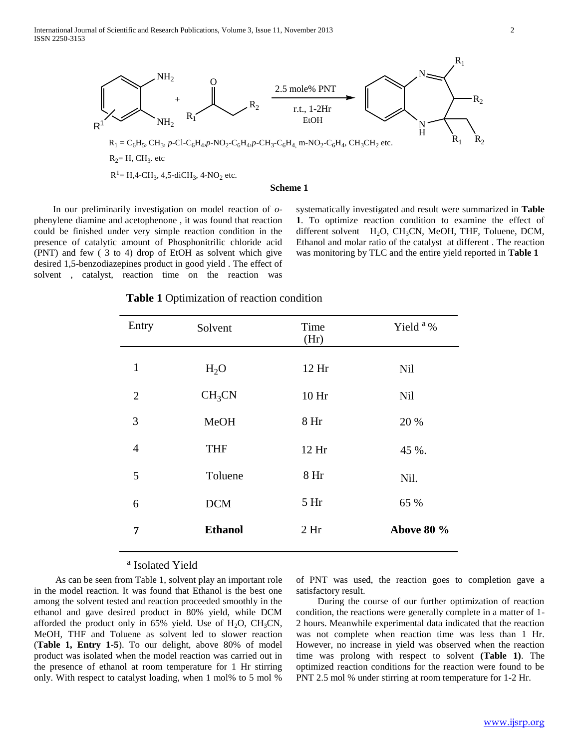$R_1 = C_6H_5$, $CH_3$, *p*-Cl-$C_6H_4$,*p*-$NO_2$-$C_6H_4$,*p*-$CH_3$-$C_6H_4$, m-$NO_2$-$C_6H_4$, $CH_3CH_2$ etc.

$R_2$= H, $CH_3$. etc

$R^1$= H,4-$CH_3$, 4,5-di$CH_3$, 4-$NO_2$ etc.

**Scheme 1**

In our preliminarily investigation on model reaction of *o*-phenylene diamine and acetophenone , it was found that reaction could be finished under very simple reaction condition in the presence of catalytic amount of Phosphonitrilic chloride acid (PNT) and few ( 3 to 4) drop of EtOH as solvent which give desired 1,5-benzodiazepines product in good yield . The effect of solvent , catalyst, reaction time on the reaction was systematically investigated and result were summarized in **Table 1**. To optimize reaction condition to examine the effect of different solvent $H_2O$, $CH_3CN$, MeOH, THF, Toluene, DCM, Ethanol and molar ratio of the catalyst at different . The reaction was monitoring by TLC and the entire yield reported in **Table 1**

**Table 1** Optimization of reaction condition

| Entry | Solvent | Time (Hr) | Yield [a] % |
|---|---|---|---|
| 1 | $H_2O$ | 12 Hr | Nil |
| 2 | $CH_3CN$ | 10 Hr | Nil |
| 3 | MeOH | 8 Hr | 20 % |
| 4 | THF | 12 Hr | 45 %. |
| 5 | Toluene | 8 Hr | Nil. |
| 6 | DCM | 5 Hr | 65 % |
| **7** | **Ethanol** | 2 Hr | **Above 80 %** |

[a] Isolated Yield

As can be seen from Table 1, solvent play an important role in the model reaction. It was found that Ethanol is the best one among the solvent tested and reaction proceeded smoothly in the ethanol and gave desired product in 80% yield, while DCM afforded the product only in 65% yield. Use of $H_2O$, $CH_3CN$, MeOH, THF and Toluene as solvent led to slower reaction (**Table 1, Entry 1-5**). To our delight, above 80% of model product was isolated when the model reaction was carried out in the presence of ethanol at room temperature for 1 Hr stirring only. With respect to catalyst loading, when 1 mol% to 5 mol % of PNT was used, the reaction goes to completion gave a satisfactory result.

During the course of our further optimization of reaction condition, the reactions were generally complete in a matter of 1-2 hours. Meanwhile experimental data indicated that the reaction was not complete when reaction time was less than 1 Hr. However, no increase in yield was observed when the reaction time was prolong with respect to solvent **(Table 1)**. The optimized reaction conditions for the reaction were found to be PNT 2.5 mol % under stirring at room temperature for 1-2 Hr.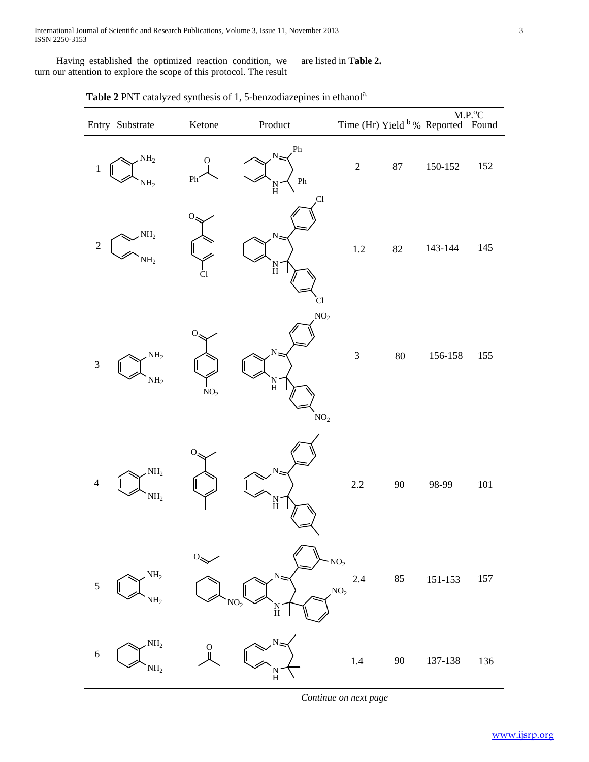Having established the optimized reaction condition, we turn our attention to explore the scope of this protocol. The result are listed in **Table 2.**

**Table 2** PNT catalyzed synthesis of 1, 5-benzodiazepines in ethanol[a.]

| Entry | Substrate | Ketone | Product | Time (Hr) | Yield [b] % | M.P.°C Reported | M.P.°C Found |
|---|---|---|---|---|---|---|---|
| 1 | | | | 2 | 87 | 150-152 | 152 |
| 2 | | | | 1.2 | 82 | 143-144 | 145 |
| 3 | | | | 3 | 80 | 156-158 | 155 |
| 4 | | | | 2.2 | 90 | 98-99 | 101 |
| 5 | | | | 2.4 | 85 | 151-153 | 157 |
| 6 | | | | 1.4 | 90 | 137-138 | 136 |

*Continue on next page*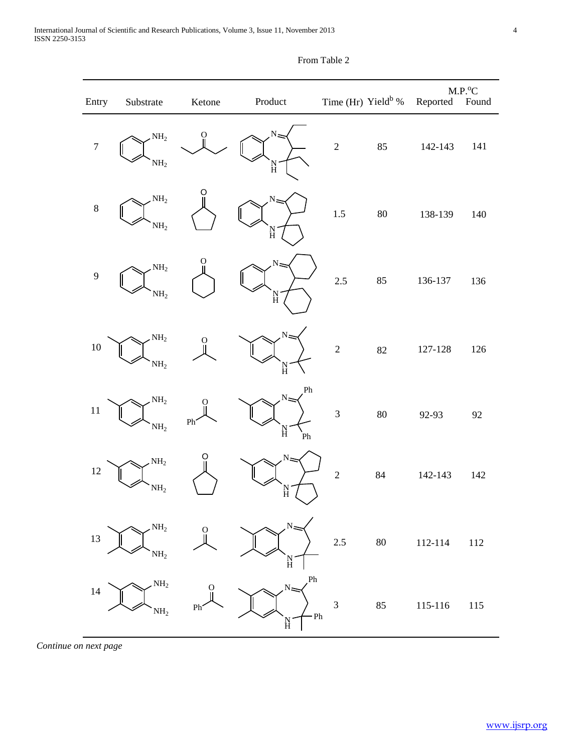From Table 2

| Entry | Substrate | Ketone | Product | Time (Hr) | Yield[b] % | M.P.°C Reported | M.P.°C Found |
|---|---|---|---|---|---|---|---|
| 7 | | | | 2 | 85 | 142-143 | 141 |
| 8 | | | | 1.5 | 80 | 138-139 | 140 |
| 9 | | | | 2.5 | 85 | 136-137 | 136 |
| 10 | | | | 2 | 82 | 127-128 | 126 |
| 11 | | | | 3 | 80 | 92-93 | 92 |
| 12 | | | | 2 | 84 | 142-143 | 142 |
| 13 | | | | 2.5 | 80 | 112-114 | 112 |
| 14 | | | | 3 | 85 | 115-116 | 115 |

*Continue on next page*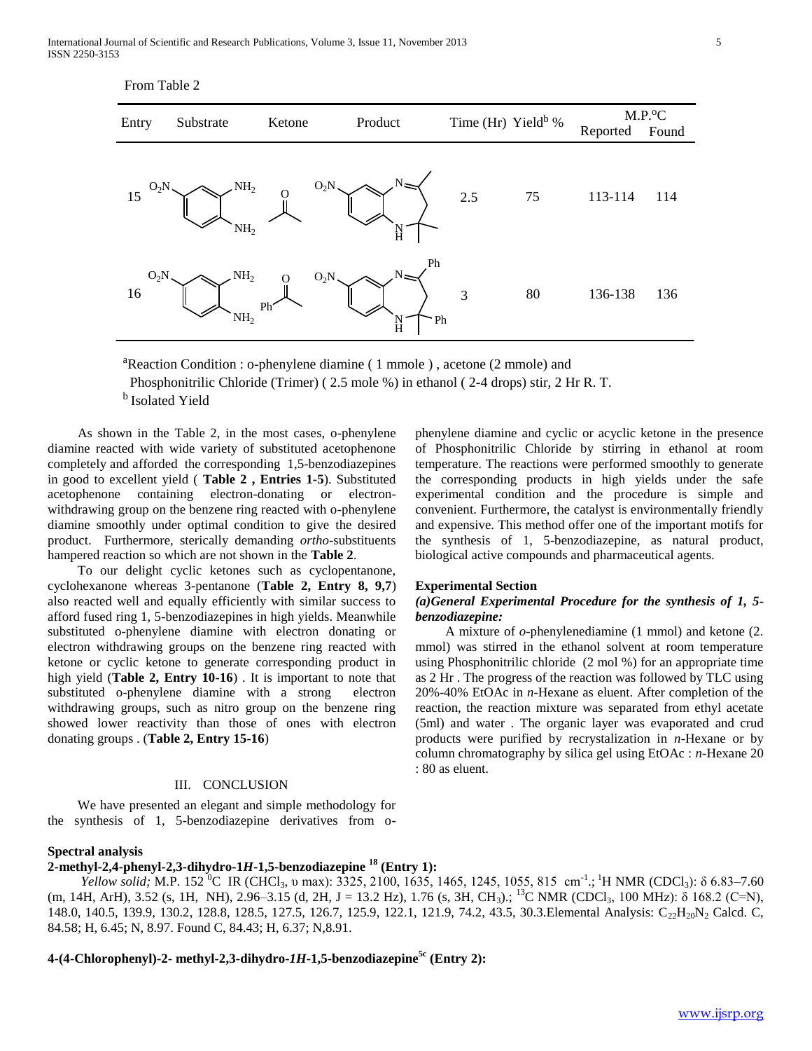From Table 2

| Entry | Substrate | Ketone | Product | Time (Hr) | Yield[b] % | M.P.°C Reported | Found |
|---|---|---|---|---|---|---|---|
| 15 | | | | 2.5 | 75 | 113-114 | 114 |
| 16 | | | | 3 | 80 | 136-138 | 136 |

[a]Reaction Condition : o-phenylene diamine ( 1 mmole ) , acetone (2 mmole) and Phosphonitrilic Chloride (Trimer) ( 2.5 mole %) in ethanol ( 2-4 drops) stir, 2 Hr R. T.

[b] Isolated Yield

As shown in the Table 2, in the most cases, o-phenylene diamine reacted with wide variety of substituted acetophenone completely and afforded the corresponding 1,5-benzodiazepines in good to excellent yield ( **Table 2 , Entries 1-5**). Substituted acetophenone containing electron-donating or electron-withdrawing group on the benzene ring reacted with o-phenylene diamine smoothly under optimal condition to give the desired product. Furthermore, sterically demanding *ortho*-substituents hampered reaction so which are not shown in the **Table 2**.

To our delight cyclic ketones such as cyclopentanone, cyclohexanone whereas 3-pentanone (**Table 2, Entry 8, 9,7**) also reacted well and equally efficiently with similar success to afford fused ring 1, 5-benzodiazepines in high yields. Meanwhile substituted o-phenylene diamine with electron donating or electron withdrawing groups on the benzene ring reacted with ketone or cyclic ketone to generate corresponding product in high yield (**Table 2, Entry 10-16**) . It is important to note that substituted o-phenylene diamine with a strong electron withdrawing groups, such as nitro group on the benzene ring showed lower reactivity than those of ones with electron donating groups . (**Table 2, Entry 15-16**)

## III. CONCLUSION

We have presented an elegant and simple methodology for the synthesis of 1, 5-benzodiazepine derivatives from o-phenylene diamine and cyclic or acyclic ketone in the presence of Phosphonitrilic Chloride by stirring in ethanol at room temperature. The reactions were performed smoothly to generate the corresponding products in high yields under the safe experimental condition and the procedure is simple and convenient. Furthermore, the catalyst is environmentally friendly and expensive. This method offer one of the important motifs for the synthesis of 1, 5-benzodiazepine, as natural product, biological active compounds and pharmaceutical agents.

### Experimental Section

***(a)General Experimental Procedure for the synthesis of 1, 5-benzodiazepine:***

A mixture of *o*-phenylenediamine (1 mmol) and ketone (2. mmol) was stirred in the ethanol solvent at room temperature using Phosphonitrilic chloride (2 mol %) for an appropriate time as 2 Hr . The progress of the reaction was followed by TLC using 20%-40% EtOAc in *n*-Hexane as eluent. After completion of the reaction, the reaction mixture was separated from ethyl acetate (5ml) and water . The organic layer was evaporated and crud products were purified by recrystalization in *n*-Hexane or by column chromatography by silica gel using EtOAc : *n*-Hexane 20 : 80 as eluent.

### Spectral analysis

**2-methyl-2,4-phenyl-2,3-dihydro-1*H*-1,5-benzodiazepine [18] (Entry 1):**

*Yellow solid;* M.P. 152 $^0$C IR ($CHCl_3$, υ max): 3325, 2100, 1635, 1465, 1245, 1055, 815 cm$^{-1}$.; $^1$H NMR ($CDCl_3$): δ 6.83–7.60 (m, 14H, ArH), 3.52 (s, 1H, NH), 2.96–3.15 (d, 2H, J = 13.2 Hz), 1.76 (s, 3H, $CH_3$).; $^{13}$C NMR ($CDCl_3$, 100 MHz): δ 168.2 (C=N), 148.0, 140.5, 139.9, 130.2, 128.8, 128.5, 127.5, 126.7, 125.9, 122.1, 121.9, 74.2, 43.5, 30.3.Elemental Analysis: $C_{22}H_{20}N_2$ Calcd. C, 84.58; H, 6.45; N, 8.97. Found C, 84.43; H, 6.37; N,8.91.

**4-(4-Chlorophenyl)-2- methyl-2,3-dihydro-*1H*-1,5-benzodiazepine[5c] (Entry 2):**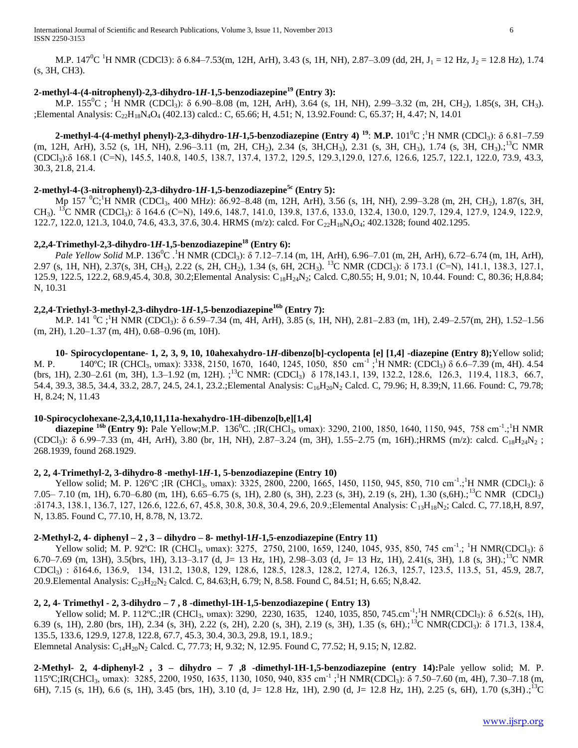M.P. 147$^0$C $^1$H NMR (CDCl3): δ 6.84–7.53(m, 12H, ArH), 3.43 (s, 1H, NH), 2.87–3.09 (dd, 2H, $J_1$ = 12 Hz, $J_2$ = 12.8 Hz), 1.74 (s, 3H, CH3).

**2-methyl-4-(4-nitrophenyl)-2,3-dihydro-1*H*-1,5-benzodiazepine[19] (Entry 3):**

M.P. 155$^0$C ; $^1$H NMR (CDCl$_3$): δ 6.90–8.08 (m, 12H, ArH), 3.64 (s, 1H, NH), 2.99–3.32 (m, 2H, CH$_2$), 1.85(s, 3H, CH$_3$). ;Elemental Analysis: $C_{22}H_{18}N_4O_4$ (402.13) calcd.: C, 65.66; H, 4.51; N, 13.92.Found: C, 65.37; H, 4.47; N, 14.01

**2-methyl-4-(4-methyl phenyl)-2,3-dihydro-1*H*-1,5-benzodiazepine (Entry 4) [19]**: **M.P.** 101$^0$C ;$^1$H NMR (CDCl$_3$): δ 6.81–7.59 (m, 12H, ArH), 3.52 (s, 1H, NH), 2.96–3.11 (m, 2H, CH$_2$), 2.34 (s, 3H,CH$_3$), 2.31 (s, 3H, CH$_3$), 1.74 (s, 3H, CH$_3$).;$^{13}$C NMR (CDCl$_3$):δ 168.1 (C=N), 145.5, 140.8, 140.5, 138.7, 137.4, 137.2, 129.5, 129.3,129.0, 127.6, 126.6, 125.7, 122.1, 122.0, 73.9, 43.3, 30.3, 21.8, 21.4.

**2-methyl-4-(3-nitrophenyl)-2,3-dihydro-1*H*-1,5-benzodiazepine[5c] (Entry 5):**

Mp 157 $^0$C;$^1$H NMR (CDCl$_3$, 400 MHz): δ6.92–8.48 (m, 12H, ArH), 3.56 (s, 1H, NH), 2.99–3.28 (m, 2H, CH$_2$), 1.87(s, 3H, CH$_3$). $^{13}$C NMR (CDCl$_3$): δ 164.6 (C=N), 149.6, 148.7, 141.0, 139.8, 137.6, 133.0, 132.4, 130.0, 129.7, 129.4, 127.9, 124.9, 122.9, 122.7, 122.0, 121.3, 104.0, 74.6, 43.3, 37.6, 30.4. HRMS (m/z): calcd. For $C_{22}H_{18}N_4O_4$; 402.1328; found 402.1295.

**2,2,4-Trimethyl-2,3-dihydro-1*H*-1,5-benzodiazepine[18] (Entry 6):**

*Pale Yellow Solid* M.P. 136$^0$C .$^1$H NMR (CDCl$_3$): δ 7.12–7.14 (m, 1H, ArH), 6.96–7.01 (m, 2H, ArH), 6.72–6.74 (m, 1H, ArH), 2.97 (s, 1H, NH), 2.37(s, 3H, CH$_3$), 2.22 (s, 2H, CH$_2$), 1.34 (s, 6H, 2CH$_3$). $^{13}$C NMR (CDCl$_3$): δ 173.1 (C=N), 141.1, 138.3, 127.1, 125.9, 122.5, 122.2, 68.9,45.4, 30.8, 30.2;Elemental Analysis: $C_{18}H_{24}N_2$; Calcd. C,80.55; H, 9.01; N, 10.44. Found: C, 80.36; H,8.84; N, 10.31

**2,2,4-Triethyl-3-methyl-2,3-dihydro-1*H*-1,5-benzodiazepine[16b] (Entry 7):**

M.P. 141 $^0$C ;$^1$H NMR (CDCl$_3$): δ 6.59–7.34 (m, 4H, ArH), 3.85 (s, 1H, NH), 2.81–2.83 (m, 1H), 2.49–2.57(m, 2H), 1.52–1.56 (m, 2H), 1.20–1.37 (m, 4H), 0.68–0.96 (m, 10H).

**10- Spirocyclopentane- 1, 2, 3, 9, 10, 10ahexahydro-1*H*-dibenzo[b]-cyclopenta [e] [1,4] -diazepine (Entry 8);**Yellow solid; M. P. 140ºC; IR (CHCl$_3$, υmax): 3338, 2150, 1670, 1640, 1245, 1050, 850 cm$^{-1}$ ;$^1$H NMR: (CDCl$_3$) δ 6.6–7.39 (m, 4H). 4.54 (brs, 1H), 2.30–2.61 (m, 3H), 1.3–1.92 (m, 12H). ;$^{13}$C NMR: (CDCl$_3$) δ 178,143.1, 139, 132.2, 128.6, 126.3, 119.4, 118.3, 66.7, 54.4, 39.3, 38.5, 34.4, 33.2, 28.7, 24.5, 24.1, 23.2.;Elemental Analysis: $C_{16}H_{20}N_2$ Calcd. C, 79.96; H, 8.39;N, 11.66. Found: C, 79.78; H, 8.24; N, 11.43

**10-Spirocyclohexane-2,3,4,10,11,11a-hexahydro-1H-dibenzo[b,e][1,4] diazepine [16b] (Entry 9):** Pale Yellow;M.P. 136$^0$C. ;IR(CHCl$_3$, υmax): 3290, 2100, 1850, 1640, 1150, 945, 758 cm$^{-1}$.;$^1$H NMR (CDCl$_3$): δ 6.99–7.33 (m, 4H, ArH), 3.80 (br, 1H, NH), 2.87–3.24 (m, 3H), 1.55–2.75 (m, 16H).;HRMS (m/z): calcd. $C_{18}H_{24}N_2$ ; 268.1939, found 268.1929.

**2, 2, 4-Trimethyl-2, 3-dihydro-8 -methyl-1*H*-1, 5-benzodiazepine (Entry 10)**

Yellow solid; M. P. 126ºC ;IR (CHCl$_3$, υmax): 3325, 2800, 2200, 1665, 1450, 1150, 945, 850, 710 cm$^{-1}$.;$^1$H NMR (CDCl$_3$): δ 7.05– 7.10 (m, 1H), 6.70–6.80 (m, 1H), 6.65–6.75 (s, 1H), 2.80 (s, 3H), 2.23 (s, 3H), 2.19 (s, 2H), 1.30 (s,6H).;$^{13}$C NMR (CDCl$_3$) :δ174.3, 138.1, 136.7, 127, 126.6, 122.6, 67, 45.8, 30.8, 30.8, 30.4, 29.6, 20.9.;Elemental Analysis: $C_{13}H_{18}N_2$; Calcd. C, 77.18,H, 8.97, N, 13.85. Found C, 77.10, H, 8.78, N, 13.72.

**2-Methyl-2, 4- diphenyl – 2 , 3 – dihydro – 8- methyl-1*H*-1,5-enzodiazepine (Entry 11)**

Yellow solid; M. P. 92ºC: IR (CHCl$_3$, υmax): 3275, 2750, 2100, 1659, 1240, 1045, 935, 850, 745 cm$^{-1}$.; $^1$H NMR(CDCl$_3$): δ 6.70–7.69 (m, 13H), 3.5(brs, 1H), 3.13–3.17 (d, J= 13 Hz, 1H), 2.98–3.03 (d, J= 13 Hz, 1H), 2.41(s, 3H), 1.8 (s, 3H).;$^{13}$C NMR CDCl$_3$) : δ164.6, 136.9, 134, 131.2, 130.8, 129, 128.6, 128.5, 128.3, 128.2, 127.4, 126.3, 125.7, 123.5, 113.5, 51, 45.9, 28.7, 20.9.Elemental Analysis: $C_{23}H_{22}N_2$ Calcd. C, 84.63;H, 6.79; N, 8.58. Found C, 84.51; H, 6.65; N,8.42.

**2, 2, 4- Trimethyl - 2, 3-dihydro – 7 , 8 -dimethyl-1H-1,5-benzodiazepine ( Entry 13)**

Yellow solid; M. P. 112ºC.;IR (CHCl$_3$, υmax): 3290, 2230, 1635, 1240, 1035, 850, 745.cm$^{-1}$;$^1$H NMR(CDCl$_3$): δ 6.52(s, 1H), 6.39 (s, 1H), 2.80 (brs, 1H), 2.34 (s, 3H), 2.22 (s, 2H), 2.20 (s, 3H), 2.19 (s, 3H), 1.35 (s, 6H).;$^{13}$C NMR(CDCl$_3$): δ 171.3, 138.4, 135.5, 133.6, 129.9, 127.8, 122.8, 67.7, 45.3, 30.4, 30.3, 29.8, 19.1, 18.9.;
Elemnetal Analysis: $C_{14}H_{20}N_2$ Calcd. C, 77.73; H, 9.32; N, 12.95. Found C, 77.52; H, 9.15; N, 12.82.

**2-Methyl- 2, 4-diphenyl-2 , 3 – dihydro – 7 ,8 -dimethyl-1H-1,5-benzodiazepine (entry 14):**Pale yellow solid; M. P. 115ºC;IR(CHCl$_3$, υmax): 3285, 2200, 1950, 1635, 1130, 1050, 940, 835 cm$^{-1}$ ;$^1$H NMR(CDCl$_3$): δ 7.50–7.60 (m, 4H), 7.30–7.18 (m, 6H), 7.15 (s, 1H), 6.6 (s, 1H), 3.45 (brs, 1H), 3.10 (d, J= 12.8 Hz, 1H), 2.90 (d, J= 12.8 Hz, 1H), 2.25 (s, 6H), 1.70 (s,3H).;$^{13}$C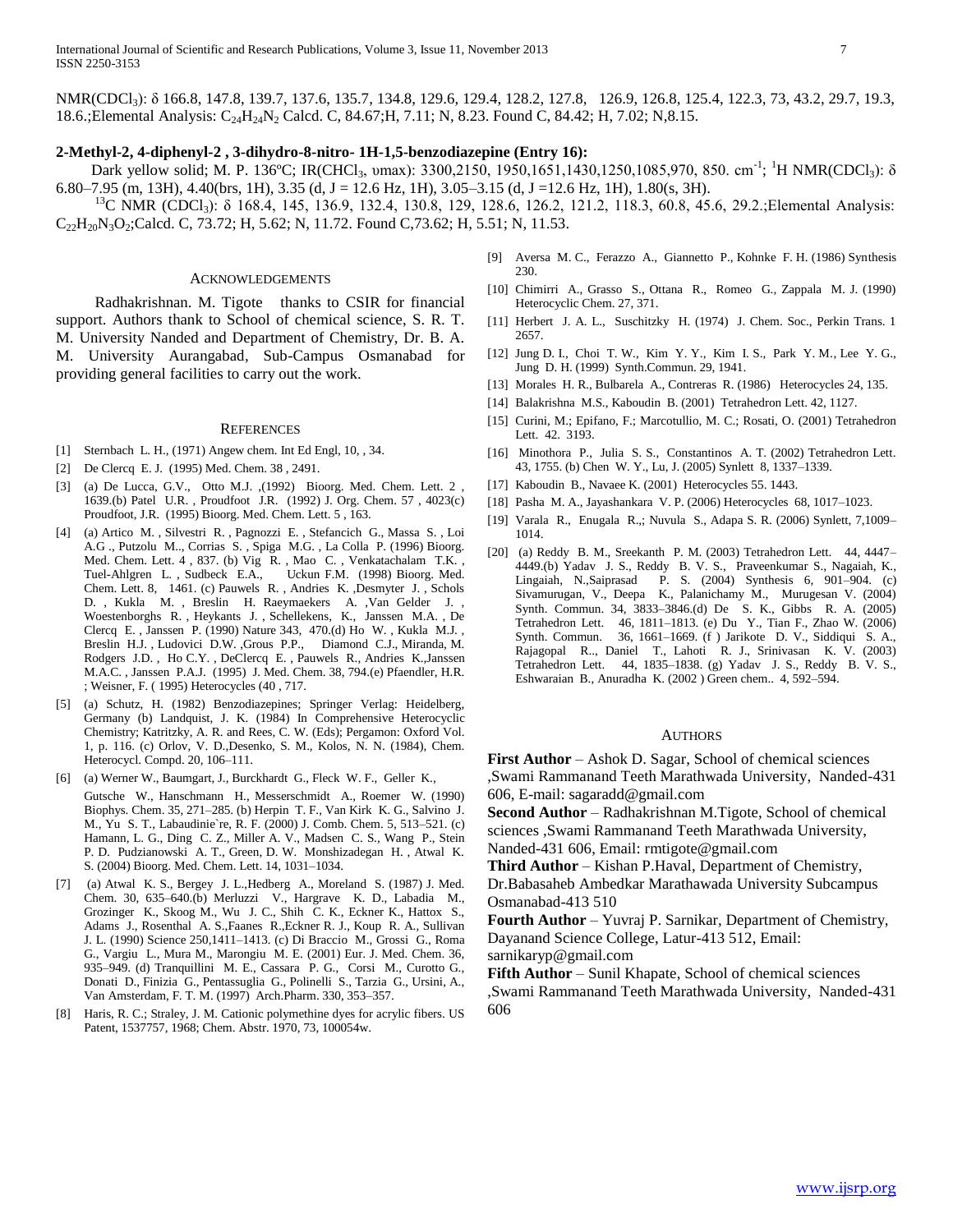NMR($CDCl_3$): δ 166.8, 147.8, 139.7, 137.6, 135.7, 134.8, 129.6, 129.4, 128.2, 127.8, 126.9, 126.8, 125.4, 122.3, 73, 43.2, 29.7, 19.3, 18.6.;Elemental Analysis: $C_{24}H_{24}N_2$ Calcd. C, 84.67;H, 7.11; N, 8.23. Found C, 84.42; H, 7.02; N,8.15.

**2-Methyl-2, 4-diphenyl-2 , 3-dihydro-8-nitro- 1H-1,5-benzodiazepine (Entry 16):**

Dark yellow solid; M. P. 136ºC; IR($CHCl_3$, υmax): 3300,2150, 1950,1651,1430,1250,1085,970, 850. $cm^{-1}$; $^1H$ NMR($CDCl_3$): δ 6.80–7.95 (m, 13H), 4.40(brs, 1H), 3.35 (d, J = 12.6 Hz, 1H), 3.05–3.15 (d, J =12.6 Hz, 1H), 1.80(s, 3H).

$^{13}C$ NMR ($CDCl_3$): δ 168.4, 145, 136.9, 132.4, 130.8, 129, 128.6, 126.2, 121.2, 118.3, 60.8, 45.6, 29.2.;Elemental Analysis: $C_{22}H_{20}N_3O_2$;Calcd. C, 73.72; H, 5.62; N, 11.72. Found C,73.62; H, 5.51; N, 11.53.

## Acknowledgements

Radhakrishnan. M. Tigote thanks to CSIR for financial support. Authors thank to School of chemical science, S. R. T. M. University Nanded and Department of Chemistry, Dr. B. A. M. University Aurangabad, Sub-Campus Osmanabad for providing general facilities to carry out the work.

## References

[1] Sternbach L. H., (1971) Angew chem. Int Ed Engl, 10, , 34.

[2] De Clercq E. J. (1995) Med. Chem. 38 , 2491.

[3] (a) De Lucca, G.V., Otto M.J. ,(1992) Bioorg. Med. Chem. Lett. 2 , 1639.(b) Patel U.R. , Proudfoot J.R. (1992) J. Org. Chem. 57 , 4023(c) Proudfoot, J.R. (1995) Bioorg. Med. Chem. Lett. 5 , 163.

[4] (a) Artico M. , Silvestri R. , Pagnozzi E. , Stefancich G., Massa S. , Loi A.G ., Putzolu M.., Corrias S. , Spiga M.G. , La Colla P. (1996) Bioorg. Med. Chem. Lett. 4 , 837. (b) Vig R. , Mao C. , Venkatachalam T.K. , Tuel-Ahlgren L. , Sudbeck E.A., Uckun F.M. (1998) Bioorg. Med. Chem. Lett. 8, 1461. (c) Pauwels R. , Andries K. ,Desmyter J. , Schols D. , Kukla M. , Breslin H. Raeymaekers A. ,Van Gelder J. , Woestenborghs R. , Heykants J. , Schellekens, K., Janssen M.A. , De Clercq E. , Janssen P. (1990) Nature 343, 470.(d) Ho W. , Kukla M.J. , Breslin H.J. , Ludovici D.W. ,Grous P.P., Diamond C.J., Miranda, M. Rodgers J.D. , Ho C.Y. , DeClercq E. , Pauwels R., Andries K.,Janssen M.A.C. , Janssen P.A.J. (1995) J. Med. Chem. 38, 794.(e) Pfaendler, H.R. ; Weisner, F. ( 1995) Heterocycles (40 , 717.

[5] (a) Schutz, H. (1982) Benzodiazepines; Springer Verlag: Heidelberg, Germany (b) Landquist, J. K. (1984) In Comprehensive Heterocyclic Chemistry; Katritzky, A. R. and Rees, C. W. (Eds); Pergamon: Oxford Vol. 1, p. 116. (c) Orlov, V. D.,Desenko, S. M., Kolos, N. N. (1984), Chem. Heterocycl. Compd. 20, 106–111.

[6] (a) Werner W., Baumgart, J., Burckhardt G., Fleck W. F., Geller K., Gutsche W., Hanschmann H., Messerschmidt A., Roemer W. (1990) Biophys. Chem. 35, 271–285. (b) Herpin T. F., Van Kirk K. G., Salvino J. M., Yu S. T., Labaudinie`re, R. F. (2000) J. Comb. Chem. 5, 513–521. (c) Hamann, L. G., Ding C. Z., Miller A. V., Madsen C. S., Wang P., Stein P. D. Pudzianowski A. T., Green, D. W. Monshizadegan H. , Atwal K. S. (2004) Bioorg. Med. Chem. Lett. 14, 1031–1034.

[7] (a) Atwal K. S., Bergey J. L.,Hedberg A., Moreland S. (1987) J. Med. Chem. 30, 635–640.(b) Merluzzi V., Hargrave K. D., Labadia M., Grozinger K., Skoog M., Wu J. C., Shih C. K., Eckner K., Hattox S., Adams J., Rosenthal A. S.,Faanes R.,Eckner R. J., Koup R. A., Sullivan J. L. (1990) Science 250,1411–1413. (c) Di Braccio M., Grossi G., Roma G., Vargiu L., Mura M., Marongiu M. E. (2001) Eur. J. Med. Chem. 36, 935–949. (d) Tranquillini M. E., Cassara P. G., Corsi M., Curotto G., Donati D., Finizia G., Pentassuglia G., Polinelli S., Tarzia G., Ursini, A., Van Amsterdam, F. T. M. (1997) Arch.Pharm. 330, 353–357.

[8] Haris, R. C.; Straley, J. M. Cationic polymethine dyes for acrylic fibers. US Patent, 1537757, 1968; Chem. Abstr. 1970, 73, 100054w.

[9] Aversa M. C., Ferazzo A., Giannetto P., Kohnke F. H. (1986) Synthesis 230.

[10] Chimirri A., Grasso S., Ottana R., Romeo G., Zappala M. J. (1990) Heterocyclic Chem. 27, 371.

[11] Herbert J. A. L., Suschitzky H. (1974) J. Chem. Soc., Perkin Trans. 1 2657.

[12] Jung D. I., Choi T. W., Kim Y. Y., Kim I. S., Park Y. M., Lee Y. G., Jung D. H. (1999) Synth.Commun. 29, 1941.

[13] Morales H. R., Bulbarela A., Contreras R. (1986) Heterocycles 24, 135.

[14] Balakrishna M.S., Kaboudin B. (2001) Tetrahedron Lett. 42, 1127.

[15] Curini, M.; Epifano, F.; Marcotullio, M. C.; Rosati, O. (2001) Tetrahedron Lett. 42. 3193.

[16] Minothora P., Julia S. S., Constantinos A. T. (2002) Tetrahedron Lett. 43, 1755. (b) Chen W. Y., Lu, J. (2005) Synlett 8, 1337–1339.

[17] Kaboudin B., Navaee K. (2001) Heterocycles 55. 1443.

[18] Pasha M. A., Jayashankara V. P. (2006) Heterocycles 68, 1017–1023.

[19] Varala R., Enugala R.,; Nuvula S., Adapa S. R. (2006) Synlett, 7,1009–1014.

[20] (a) Reddy B. M., Sreekanth P. M. (2003) Tetrahedron Lett. 44, 4447–4449.(b) Yadav J. S., Reddy B. V. S., Praveenkumar S., Nagaiah, K., Lingaiah, N.,Saiprasad P. S. (2004) Synthesis 6, 901–904. (c) Sivamurugan, V., Deepa K., Palanichamy M., Murugesan V. (2004) Synth. Commun. 34, 3833–3846.(d) De S. K., Gibbs R. A. (2005) Tetrahedron Lett. 46, 1811–1813. (e) Du Y., Tian F., Zhao W. (2006) Synth. Commun. 36, 1661–1669. (f ) Jarikote D. V., Siddiqui S. A., Rajagopal R.., Daniel T., Lahoti R. J., Srinivasan K. V. (2003) Tetrahedron Lett. 44, 1835–1838. (g) Yadav J. S., Reddy B. V. S., Eshwaraian B., Anuradha K. (2002 ) Green chem.. 4, 592–594.

## Authors

**First Author** – Ashok D. Sagar, School of chemical sciences ,Swami Rammanand Teeth Marathwada University, Nanded-431 606, E-mail: sagaradd@gmail.com

**Second Author** – Radhakrishnan M.Tigote, School of chemical sciences ,Swami Rammanand Teeth Marathwada University, Nanded-431 606, Email: rmtigote@gmail.com

**Third Author** – Kishan P.Haval, Department of Chemistry, Dr.Babasaheb Ambedkar Marathawada University Subcampus Osmanabad-413 510

**Fourth Author** – Yuvraj P. Sarnikar, Department of Chemistry, Dayanand Science College, Latur-413 512, Email: sarnikaryp@gmail.com

**Fifth Author** – Sunil Khapate, School of chemical sciences ,Swami Rammanand Teeth Marathwada University, Nanded-431 606